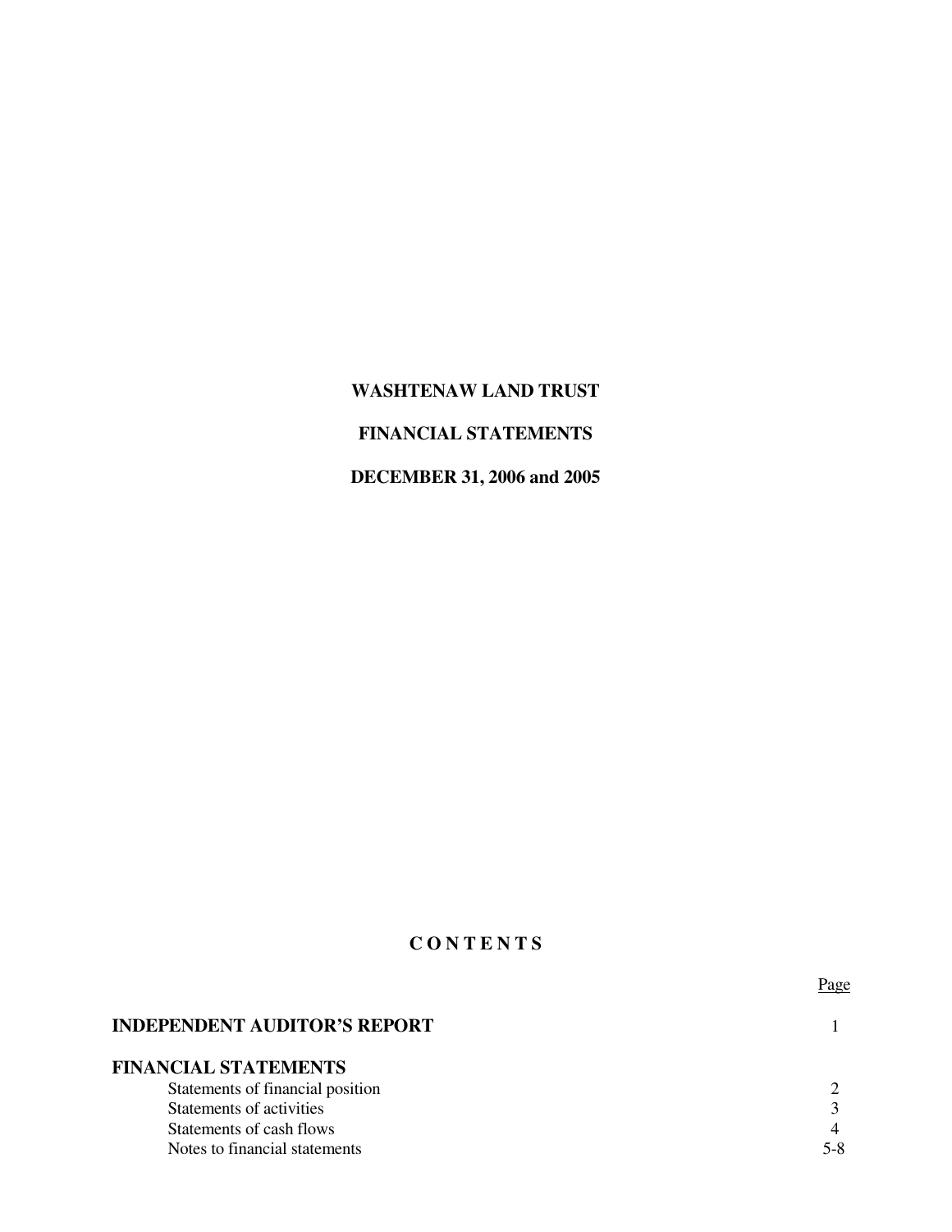# WASHTENAW LAND TRUST

## FINANCIAL STATEMENTS

## DECEMBER 31, 2006 and 2005

## C O N T E N T S

| | Page |
|---|---|
| **INDEPENDENT AUDITOR'S REPORT** | 1 |
| **FINANCIAL STATEMENTS** | |
| Statements of financial position | 2 |
| Statements of activities | 3 |
| Statements of cash flows | 4 |
| Notes to financial statements | 5-8 |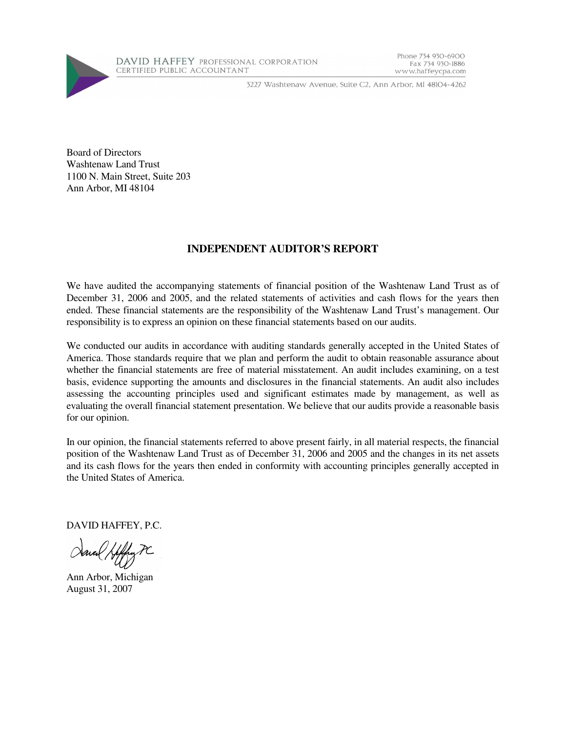DAVID HAFFEY PROFESSIONAL CORPORATION
CERTIFIED PUBLIC ACCOUNTANT

Phone 734 930-6900
Fax 734 930-1886
www.haffeycpa.com

3227 Washtenaw Avenue, Suite C2, Ann Arbor, MI 48104-4262

Board of Directors
Washtenaw Land Trust
1100 N. Main Street, Suite 203
Ann Arbor, MI 48104

## INDEPENDENT AUDITOR'S REPORT

We have audited the accompanying statements of financial position of the Washtenaw Land Trust as of December 31, 2006 and 2005, and the related statements of activities and cash flows for the years then ended. These financial statements are the responsibility of the Washtenaw Land Trust's management. Our responsibility is to express an opinion on these financial statements based on our audits.

We conducted our audits in accordance with auditing standards generally accepted in the United States of America. Those standards require that we plan and perform the audit to obtain reasonable assurance about whether the financial statements are free of material misstatement. An audit includes examining, on a test basis, evidence supporting the amounts and disclosures in the financial statements. An audit also includes assessing the accounting principles used and significant estimates made by management, as well as evaluating the overall financial statement presentation. We believe that our audits provide a reasonable basis for our opinion.

In our opinion, the financial statements referred to above present fairly, in all material respects, the financial position of the Washtenaw Land Trust as of December 31, 2006 and 2005 and the changes in its net assets and its cash flows for the years then ended in conformity with accounting principles generally accepted in the United States of America.

DAVID HAFFEY, P.C.

David Haffey PC

Ann Arbor, Michigan
August 31, 2007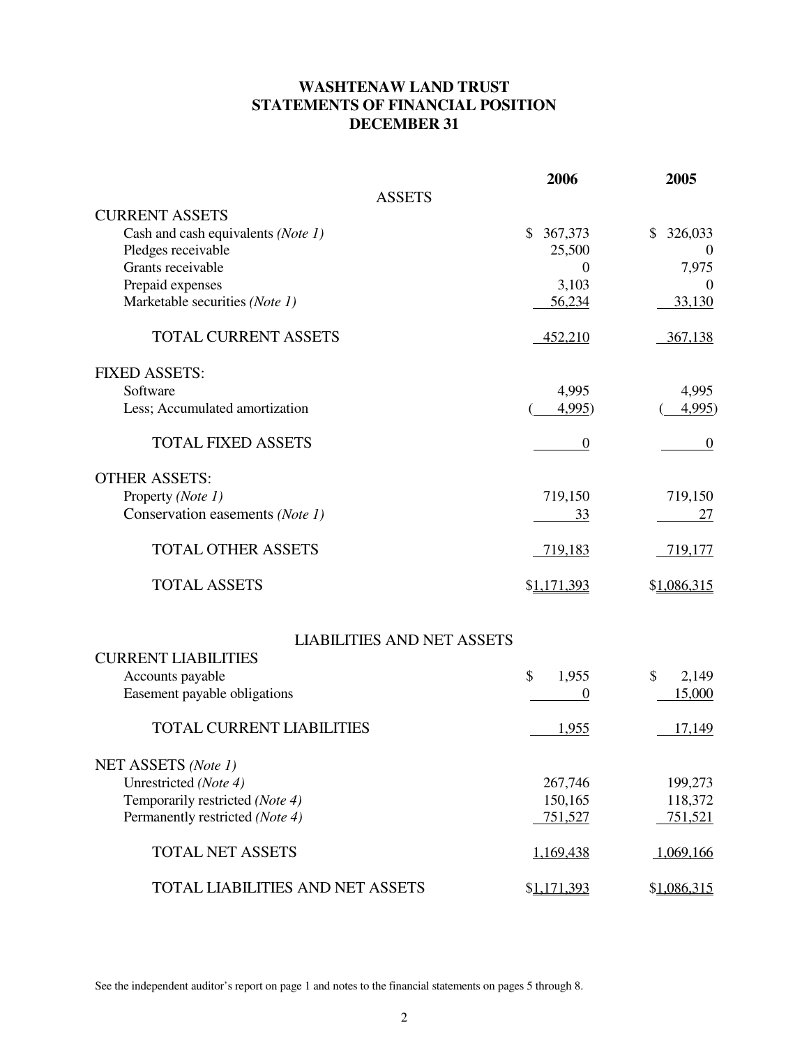# WASHTENAW LAND TRUST
## STATEMENTS OF FINANCIAL POSITION
## DECEMBER 31

| | 2006 | 2005 |
|---|---|---|
| **ASSETS** | | |
| CURRENT ASSETS | | |
| Cash and cash equivalents *(Note 1)* | $ 367,373 | $ 326,033 |
| Pledges receivable | 25,500 | 0 |
| Grants receivable | 0 | 7,975 |
| Prepaid expenses | 3,103 | 0 |
| Marketable securities *(Note 1)* | 56,234 | 33,130 |
| TOTAL CURRENT ASSETS | 452,210 | 367,138 |
| FIXED ASSETS: | | |
| Software | 4,995 | 4,995 |
| Less; Accumulated amortization | (4,995) | (4,995) |
| TOTAL FIXED ASSETS | 0 | 0 |
| OTHER ASSETS: | | |
| Property *(Note 1)* | 719,150 | 719,150 |
| Conservation easements *(Note 1)* | 33 | 27 |
| TOTAL OTHER ASSETS | 719,183 | 719,177 |
| TOTAL ASSETS | $1,171,393 | $1,086,315 |
| **LIABILITIES AND NET ASSETS** | | |
| CURRENT LIABILITIES | | |
| Accounts payable | $ 1,955 | $ 2,149 |
| Easement payable obligations | 0 | 15,000 |
| TOTAL CURRENT LIABILITIES | 1,955 | 17,149 |
| NET ASSETS *(Note 1)* | | |
| Unrestricted *(Note 4)* | 267,746 | 199,273 |
| Temporarily restricted *(Note 4)* | 150,165 | 118,372 |
| Permanently restricted *(Note 4)* | 751,527 | 751,521 |
| TOTAL NET ASSETS | 1,169,438 | 1,069,166 |
| TOTAL LIABILITIES AND NET ASSETS | $1,171,393 | $1,086,315 |

See the independent auditor's report on page 1 and notes to the financial statements on pages 5 through 8.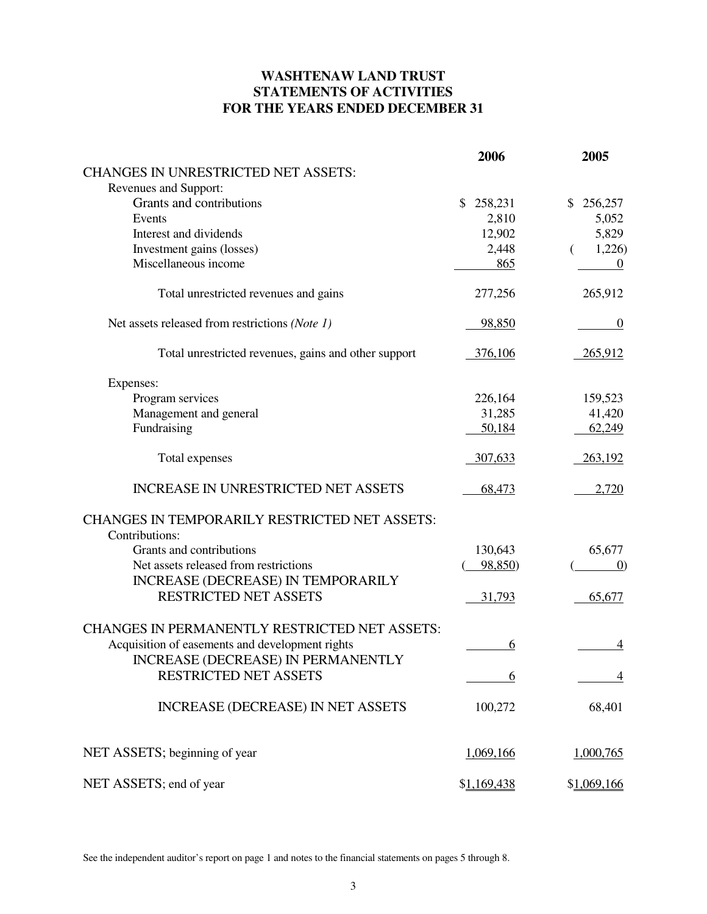# WASHTENAW LAND TRUST
## STATEMENTS OF ACTIVITIES
## FOR THE YEARS ENDED DECEMBER 31

| | 2006 | 2005 |
|---|---|---|
| CHANGES IN UNRESTRICTED NET ASSETS: | | |
| Revenues and Support: | | |
| Grants and contributions | $ 258,231 | $ 256,257 |
| Events | 2,810 | 5,052 |
| Interest and dividends | 12,902 | 5,829 |
| Investment gains (losses) | 2,448 | ( 1,226) |
| Miscellaneous income | 865 | 0 |
| Total unrestricted revenues and gains | 277,256 | 265,912 |
| Net assets released from restrictions *(Note 1)* | 98,850 | 0 |
| Total unrestricted revenues, gains and other support | 376,106 | 265,912 |
| Expenses: | | |
| Program services | 226,164 | 159,523 |
| Management and general | 31,285 | 41,420 |
| Fundraising | 50,184 | 62,249 |
| Total expenses | 307,633 | 263,192 |
| INCREASE IN UNRESTRICTED NET ASSETS | 68,473 | 2,720 |
| CHANGES IN TEMPORARILY RESTRICTED NET ASSETS: | | |
| Contributions: | | |
| Grants and contributions | 130,643 | 65,677 |
| Net assets released from restrictions | ( 98,850) | ( 0) |
| INCREASE (DECREASE) IN TEMPORARILY RESTRICTED NET ASSETS | 31,793 | 65,677 |
| CHANGES IN PERMANENTLY RESTRICTED NET ASSETS: | | |
| Acquisition of easements and development rights | 6 | 4 |
| INCREASE (DECREASE) IN PERMANENTLY RESTRICTED NET ASSETS | 6 | 4 |
| INCREASE (DECREASE) IN NET ASSETS | 100,272 | 68,401 |
| NET ASSETS; beginning of year | 1,069,166 | 1,000,765 |
| NET ASSETS; end of year | $1,169,438 | $1,069,166 |

See the independent auditor's report on page 1 and notes to the financial statements on pages 5 through 8.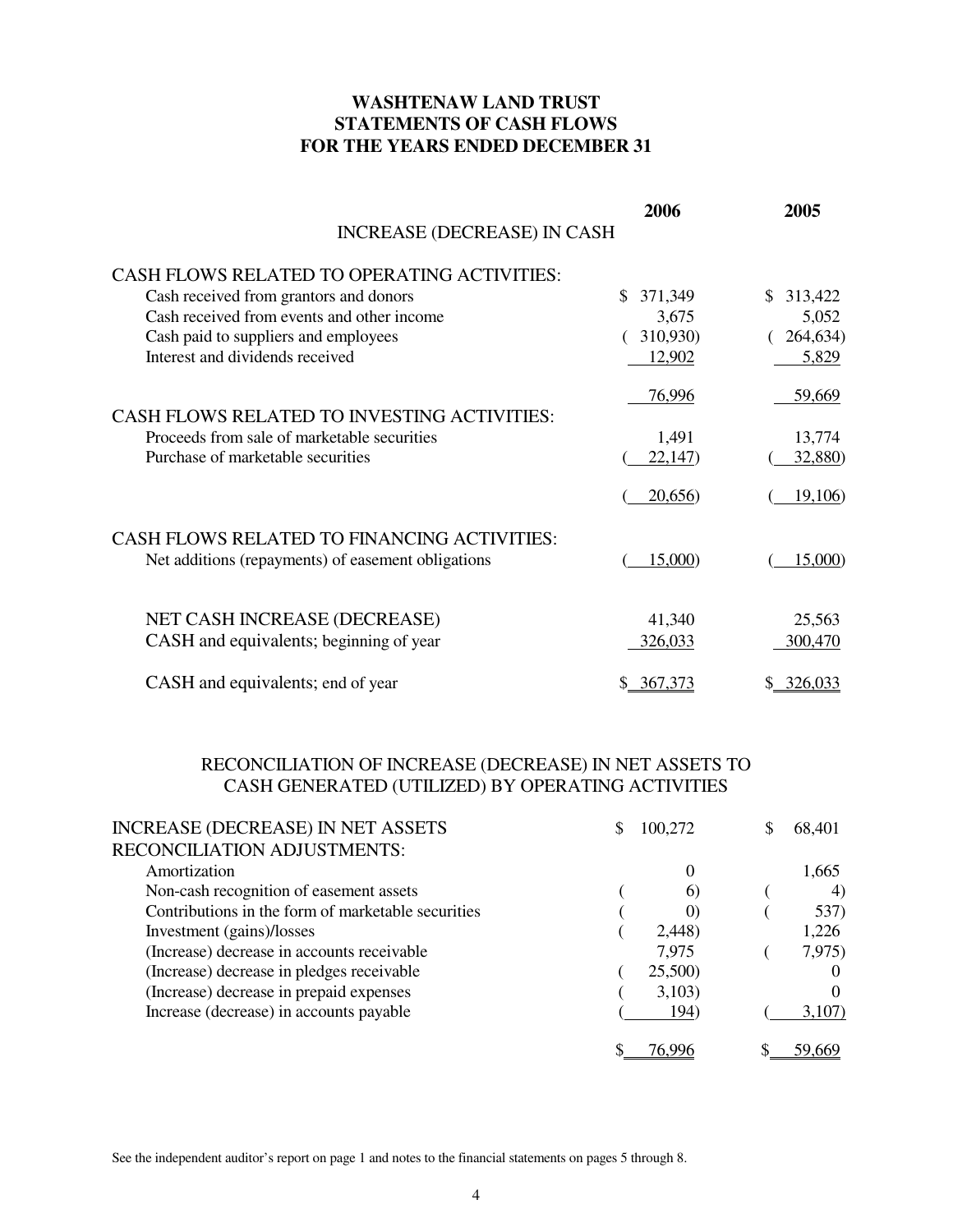# WASHTENAW LAND TRUST
## STATEMENTS OF CASH FLOWS
## FOR THE YEARS ENDED DECEMBER 31

| INCREASE (DECREASE) IN CASH | 2006 | 2005 |
|---|---|---|
| **CASH FLOWS RELATED TO OPERATING ACTIVITIES:** | | |
| Cash received from grantors and donors | $ 371,349 | $ 313,422 |
| Cash received from events and other income | 3,675 | 5,052 |
| Cash paid to suppliers and employees | ( 310,930) | ( 264,634) |
| Interest and dividends received | 12,902 | 5,829 |
| | 76,996 | 59,669 |
| **CASH FLOWS RELATED TO INVESTING ACTIVITIES:** | | |
| Proceeds from sale of marketable securities | 1,491 | 13,774 |
| Purchase of marketable securities | ( 22,147) | ( 32,880) |
| | ( 20,656) | ( 19,106) |
| **CASH FLOWS RELATED TO FINANCING ACTIVITIES:** | | |
| Net additions (repayments) of easement obligations | ( 15,000) | ( 15,000) |
| NET CASH INCREASE (DECREASE) | 41,340 | 25,563 |
| CASH and equivalents; beginning of year | 326,033 | 300,470 |
| CASH and equivalents; end of year | $ 367,373 | $ 326,033 |

## RECONCILIATION OF INCREASE (DECREASE) IN NET ASSETS TO CASH GENERATED (UTILIZED) BY OPERATING ACTIVITIES

| | 2006 | 2005 |
|---|---|---|
| INCREASE (DECREASE) IN NET ASSETS | $ 100,272 | $ 68,401 |
| RECONCILIATION ADJUSTMENTS: | | |
| Amortization | 0 | 1,665 |
| Non-cash recognition of easement assets | ( 6) | ( 4) |
| Contributions in the form of marketable securities | ( 0) | ( 537) |
| Investment (gains)/losses | ( 2,448) | 1,226 |
| (Increase) decrease in accounts receivable | 7,975 | ( 7,975) |
| (Increase) decrease in pledges receivable | ( 25,500) | 0 |
| (Increase) decrease in prepaid expenses | ( 3,103) | 0 |
| Increase (decrease) in accounts payable | ( 194) | ( 3,107) |
| | $ 76,996 | $ 59,669 |

See the independent auditor's report on page 1 and notes to the financial statements on pages 5 through 8.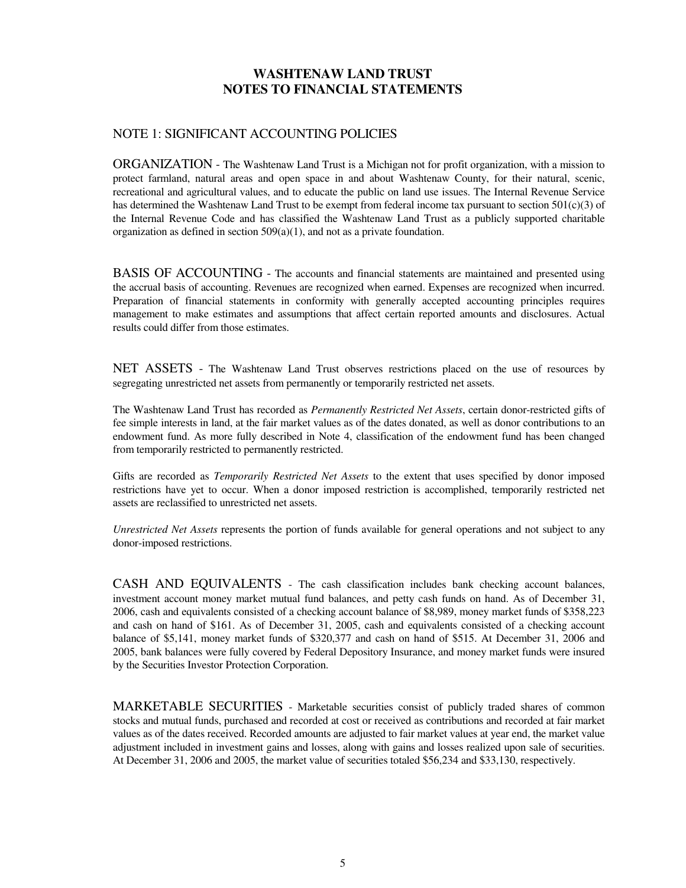# WASHTENAW LAND TRUST
# NOTES TO FINANCIAL STATEMENTS

## NOTE 1: SIGNIFICANT ACCOUNTING POLICIES

ORGANIZATION - The Washtenaw Land Trust is a Michigan not for profit organization, with a mission to protect farmland, natural areas and open space in and about Washtenaw County, for their natural, scenic, recreational and agricultural values, and to educate the public on land use issues. The Internal Revenue Service has determined the Washtenaw Land Trust to be exempt from federal income tax pursuant to section 501(c)(3) of the Internal Revenue Code and has classified the Washtenaw Land Trust as a publicly supported charitable organization as defined in section 509(a)(1), and not as a private foundation.

BASIS OF ACCOUNTING - The accounts and financial statements are maintained and presented using the accrual basis of accounting. Revenues are recognized when earned. Expenses are recognized when incurred. Preparation of financial statements in conformity with generally accepted accounting principles requires management to make estimates and assumptions that affect certain reported amounts and disclosures. Actual results could differ from those estimates.

NET ASSETS - The Washtenaw Land Trust observes restrictions placed on the use of resources by segregating unrestricted net assets from permanently or temporarily restricted net assets.

The Washtenaw Land Trust has recorded as *Permanently Restricted Net Assets*, certain donor-restricted gifts of fee simple interests in land, at the fair market values as of the dates donated, as well as donor contributions to an endowment fund. As more fully described in Note 4, classification of the endowment fund has been changed from temporarily restricted to permanently restricted.

Gifts are recorded as *Temporarily Restricted Net Assets* to the extent that uses specified by donor imposed restrictions have yet to occur. When a donor imposed restriction is accomplished, temporarily restricted net assets are reclassified to unrestricted net assets.

*Unrestricted Net Assets* represents the portion of funds available for general operations and not subject to any donor-imposed restrictions.

CASH AND EQUIVALENTS - The cash classification includes bank checking account balances, investment account money market mutual fund balances, and petty cash funds on hand. As of December 31, 2006, cash and equivalents consisted of a checking account balance of $8,989, money market funds of $358,223 and cash on hand of $161. As of December 31, 2005, cash and equivalents consisted of a checking account balance of $5,141, money market funds of $320,377 and cash on hand of $515. At December 31, 2006 and 2005, bank balances were fully covered by Federal Depository Insurance, and money market funds were insured by the Securities Investor Protection Corporation.

MARKETABLE SECURITIES - Marketable securities consist of publicly traded shares of common stocks and mutual funds, purchased and recorded at cost or received as contributions and recorded at fair market values as of the dates received. Recorded amounts are adjusted to fair market values at year end, the market value adjustment included in investment gains and losses, along with gains and losses realized upon sale of securities. At December 31, 2006 and 2005, the market value of securities totaled $56,234 and $33,130, respectively.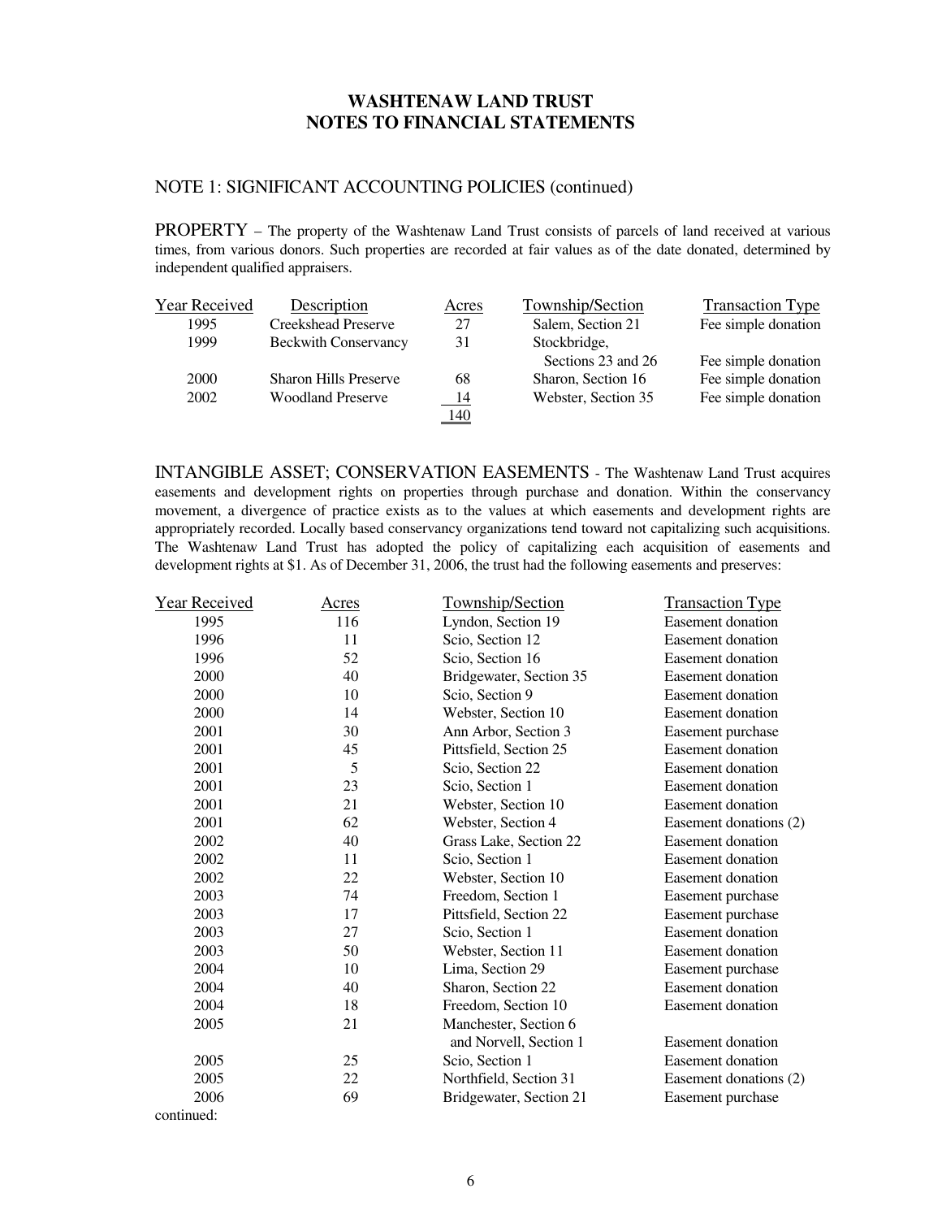# WASHTENAW LAND TRUST
# NOTES TO FINANCIAL STATEMENTS

## NOTE 1: SIGNIFICANT ACCOUNTING POLICIES (continued)

PROPERTY – The property of the Washtenaw Land Trust consists of parcels of land received at various times, from various donors. Such properties are recorded at fair values as of the date donated, determined by independent qualified appraisers.

| Year Received | Description | Acres | Township/Section | Transaction Type |
|---|---|---|---|---|
| 1995 | Creekshead Preserve | 27 | Salem, Section 21 | Fee simple donation |
| 1999 | Beckwith Conservancy | 31 | Stockbridge, Sections 23 and 26 | Fee simple donation |
| 2000 | Sharon Hills Preserve | 68 | Sharon, Section 16 | Fee simple donation |
| 2002 | Woodland Preserve | 14 | Webster, Section 35 | Fee simple donation |
| | | 140 | | |

INTANGIBLE ASSET; CONSERVATION EASEMENTS - The Washtenaw Land Trust acquires easements and development rights on properties through purchase and donation. Within the conservancy movement, a divergence of practice exists as to the values at which easements and development rights are appropriately recorded. Locally based conservancy organizations tend toward not capitalizing such acquisitions. The Washtenaw Land Trust has adopted the policy of capitalizing each acquisition of easements and development rights at $1. As of December 31, 2006, the trust had the following easements and preserves:

| Year Received | Acres | Township/Section | Transaction Type |
|---|---|---|---|
| 1995 | 116 | Lyndon, Section 19 | Easement donation |
| 1996 | 11 | Scio, Section 12 | Easement donation |
| 1996 | 52 | Scio, Section 16 | Easement donation |
| 2000 | 40 | Bridgewater, Section 35 | Easement donation |
| 2000 | 10 | Scio, Section 9 | Easement donation |
| 2000 | 14 | Webster, Section 10 | Easement donation |
| 2001 | 30 | Ann Arbor, Section 3 | Easement purchase |
| 2001 | 45 | Pittsfield, Section 25 | Easement donation |
| 2001 | 5 | Scio, Section 22 | Easement donation |
| 2001 | 23 | Scio, Section 1 | Easement donation |
| 2001 | 21 | Webster, Section 10 | Easement donation |
| 2001 | 62 | Webster, Section 4 | Easement donations (2) |
| 2002 | 40 | Grass Lake, Section 22 | Easement donation |
| 2002 | 11 | Scio, Section 1 | Easement donation |
| 2002 | 22 | Webster, Section 10 | Easement donation |
| 2003 | 74 | Freedom, Section 1 | Easement purchase |
| 2003 | 17 | Pittsfield, Section 22 | Easement purchase |
| 2003 | 27 | Scio, Section 1 | Easement donation |
| 2003 | 50 | Webster, Section 11 | Easement donation |
| 2004 | 10 | Lima, Section 29 | Easement purchase |
| 2004 | 40 | Sharon, Section 22 | Easement donation |
| 2004 | 18 | Freedom, Section 10 | Easement donation |
| 2005 | 21 | Manchester, Section 6 and Norvell, Section 1 | Easement donation |
| 2005 | 25 | Scio, Section 1 | Easement donation |
| 2005 | 22 | Northfield, Section 31 | Easement donations (2) |
| 2006 | 69 | Bridgewater, Section 21 | Easement purchase |

continued: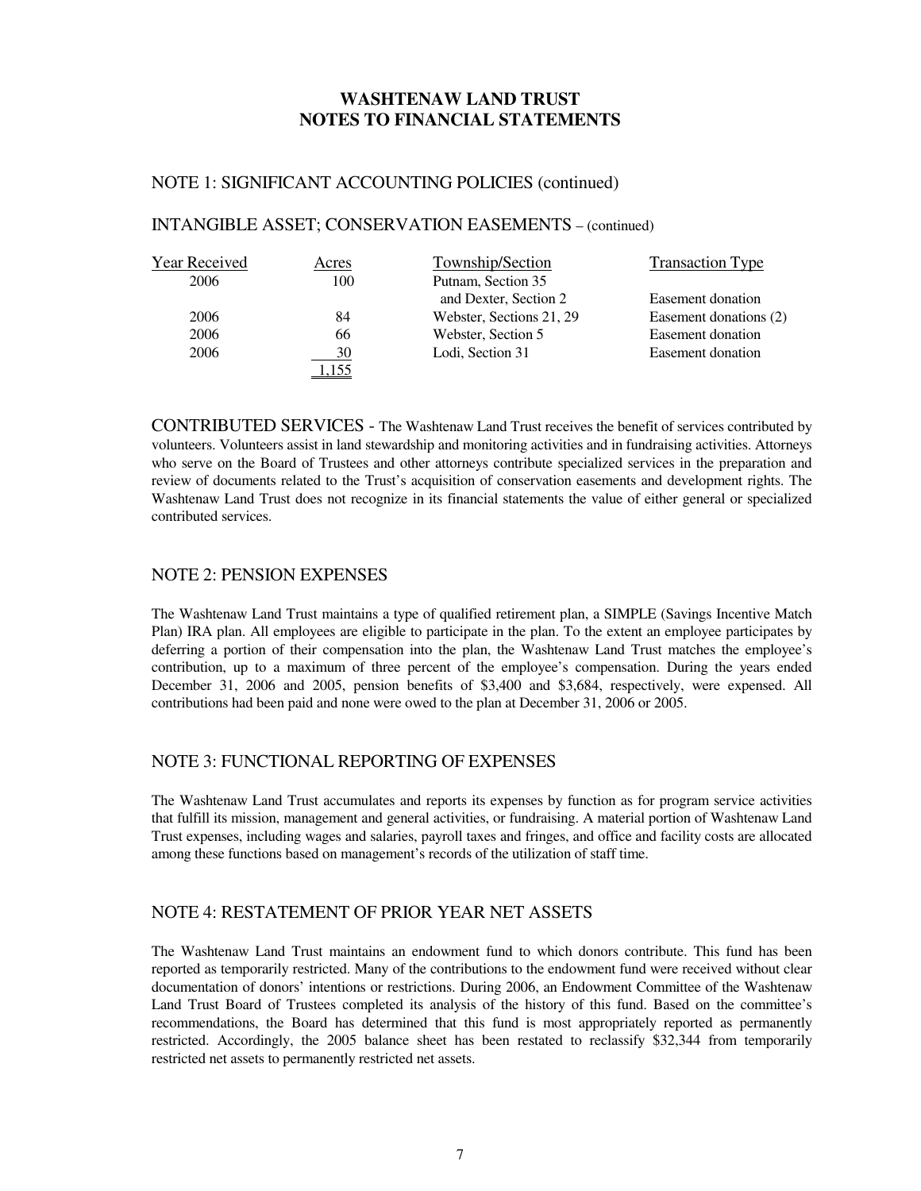# WASHTENAW LAND TRUST
# NOTES TO FINANCIAL STATEMENTS

## NOTE 1: SIGNIFICANT ACCOUNTING POLICIES (continued)

### INTANGIBLE ASSET; CONSERVATION EASEMENTS – (continued)

| Year Received | Acres | Township/Section | Transaction Type |
|---|---|---|---|
| 2006 | 100 | Putnam, Section 35 and Dexter, Section 2 | Easement donation |
| 2006 | 84 | Webster, Sections 21, 29 | Easement donations (2) |
| 2006 | 66 | Webster, Section 5 | Easement donation |
| 2006 | 30 | Lodi, Section 31 | Easement donation |
| | 1,155 | | |

CONTRIBUTED SERVICES - The Washtenaw Land Trust receives the benefit of services contributed by volunteers. Volunteers assist in land stewardship and monitoring activities and in fundraising activities. Attorneys who serve on the Board of Trustees and other attorneys contribute specialized services in the preparation and review of documents related to the Trust's acquisition of conservation easements and development rights. The Washtenaw Land Trust does not recognize in its financial statements the value of either general or specialized contributed services.

## NOTE 2: PENSION EXPENSES

The Washtenaw Land Trust maintains a type of qualified retirement plan, a SIMPLE (Savings Incentive Match Plan) IRA plan. All employees are eligible to participate in the plan. To the extent an employee participates by deferring a portion of their compensation into the plan, the Washtenaw Land Trust matches the employee's contribution, up to a maximum of three percent of the employee's compensation. During the years ended December 31, 2006 and 2005, pension benefits of $3,400 and $3,684, respectively, were expensed. All contributions had been paid and none were owed to the plan at December 31, 2006 or 2005.

## NOTE 3: FUNCTIONAL REPORTING OF EXPENSES

The Washtenaw Land Trust accumulates and reports its expenses by function as for program service activities that fulfill its mission, management and general activities, or fundraising. A material portion of Washtenaw Land Trust expenses, including wages and salaries, payroll taxes and fringes, and office and facility costs are allocated among these functions based on management's records of the utilization of staff time.

## NOTE 4: RESTATEMENT OF PRIOR YEAR NET ASSETS

The Washtenaw Land Trust maintains an endowment fund to which donors contribute. This fund has been reported as temporarily restricted. Many of the contributions to the endowment fund were received without clear documentation of donors' intentions or restrictions. During 2006, an Endowment Committee of the Washtenaw Land Trust Board of Trustees completed its analysis of the history of this fund. Based on the committee's recommendations, the Board has determined that this fund is most appropriately reported as permanently restricted. Accordingly, the 2005 balance sheet has been restated to reclassify $32,344 from temporarily restricted net assets to permanently restricted net assets.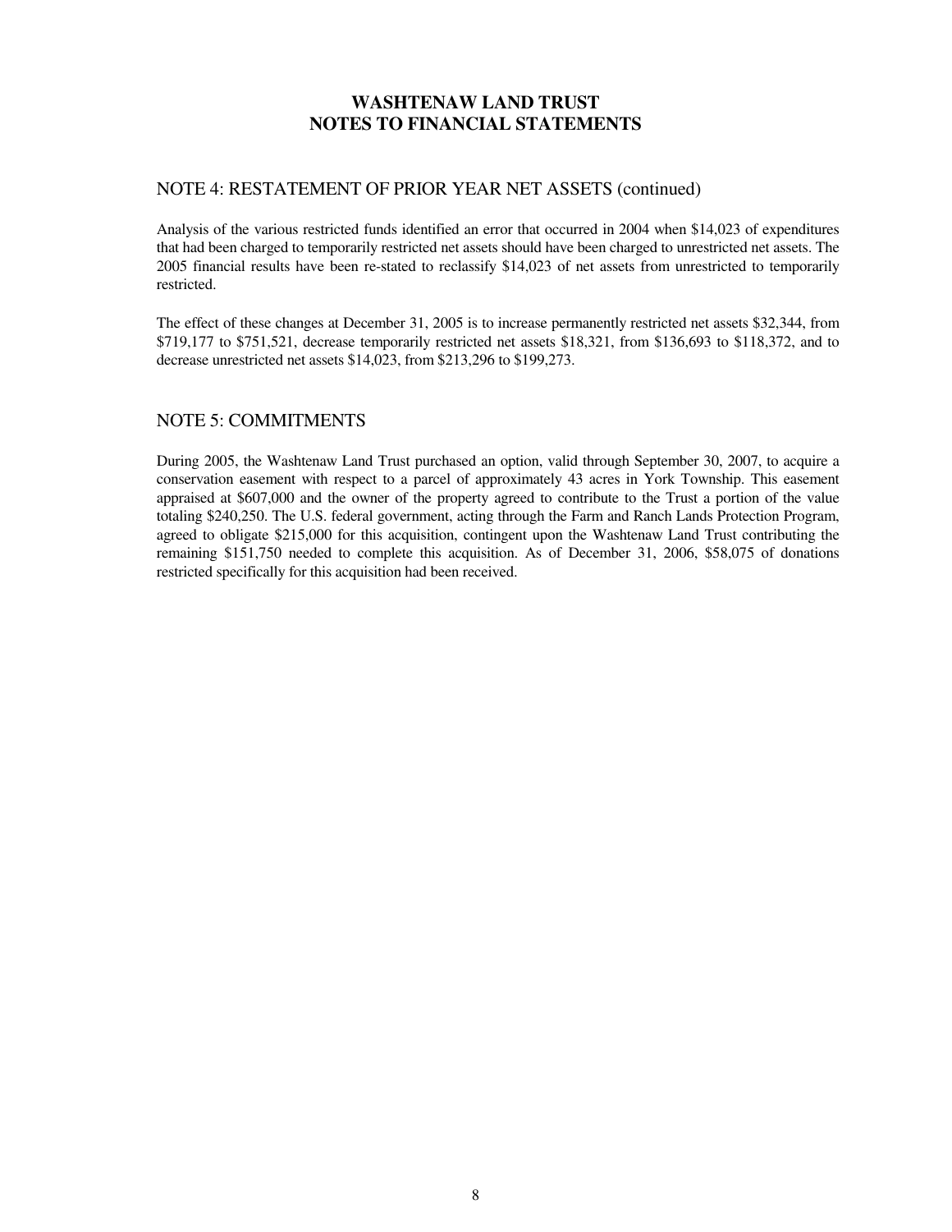# WASHTENAW LAND TRUST
# NOTES TO FINANCIAL STATEMENTS

## NOTE 4: RESTATEMENT OF PRIOR YEAR NET ASSETS (continued)

Analysis of the various restricted funds identified an error that occurred in 2004 when $14,023 of expenditures that had been charged to temporarily restricted net assets should have been charged to unrestricted net assets. The 2005 financial results have been re-stated to reclassify $14,023 of net assets from unrestricted to temporarily restricted.

The effect of these changes at December 31, 2005 is to increase permanently restricted net assets $32,344, from $719,177 to $751,521, decrease temporarily restricted net assets $18,321, from $136,693 to $118,372, and to decrease unrestricted net assets $14,023, from $213,296 to $199,273.

## NOTE 5: COMMITMENTS

During 2005, the Washtenaw Land Trust purchased an option, valid through September 30, 2007, to acquire a conservation easement with respect to a parcel of approximately 43 acres in York Township. This easement appraised at $607,000 and the owner of the property agreed to contribute to the Trust a portion of the value totaling $240,250. The U.S. federal government, acting through the Farm and Ranch Lands Protection Program, agreed to obligate $215,000 for this acquisition, contingent upon the Washtenaw Land Trust contributing the remaining $151,750 needed to complete this acquisition. As of December 31, 2006, $58,075 of donations restricted specifically for this acquisition had been received.